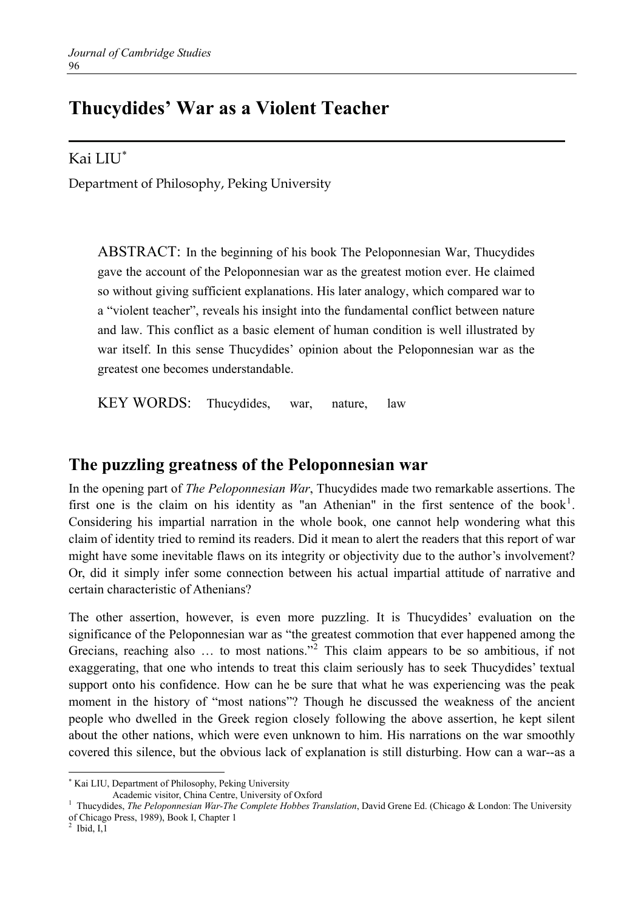# Thucydides' War as a Violent Teacher

Kai LIU[*]

Department of Philosophy, Peking University

ABSTRACT: In the beginning of his book The Peloponnesian War, Thucydides gave the account of the Peloponnesian war as the greatest motion ever. He claimed so without giving sufficient explanations. His later analogy, which compared war to a "violent teacher", reveals his insight into the fundamental conflict between nature and law. This conflict as a basic element of human condition is well illustrated by war itself. In this sense Thucydides' opinion about the Peloponnesian war as the greatest one becomes understandable.

KEY WORDS: Thucydides, war, nature, law

## The puzzling greatness of the Peloponnesian war

In the opening part of *The Peloponnesian War*, Thucydides made two remarkable assertions. The first one is the claim on his identity as "an Athenian" in the first sentence of the book[1]. Considering his impartial narration in the whole book, one cannot help wondering what this claim of identity tried to remind its readers. Did it mean to alert the readers that this report of war might have some inevitable flaws on its integrity or objectivity due to the author's involvement? Or, did it simply infer some connection between his actual impartial attitude of narrative and certain characteristic of Athenians?

The other assertion, however, is even more puzzling. It is Thucydides' evaluation on the significance of the Peloponnesian war as "the greatest commotion that ever happened among the Grecians, reaching also … to most nations."[2] This claim appears to be so ambitious, if not exaggerating, that one who intends to treat this claim seriously has to seek Thucydides' textual support onto his confidence. How can he be sure that what he was experiencing was the peak moment in the history of "most nations"? Though he discussed the weakness of the ancient people who dwelled in the Greek region closely following the above assertion, he kept silent about the other nations, which were even unknown to him. His narrations on the war smoothly covered this silence, but the obvious lack of explanation is still disturbing. How can a war--as a

---

[*] Kai LIU, Department of Philosophy, Peking University
Academic visitor, China Centre, University of Oxford

[1] Thucydides, *The Peloponnesian War-The Complete Hobbes Translation*, David Grene Ed. (Chicago & London: The University of Chicago Press, 1989), Book I, Chapter 1

[2] Ibid, I,1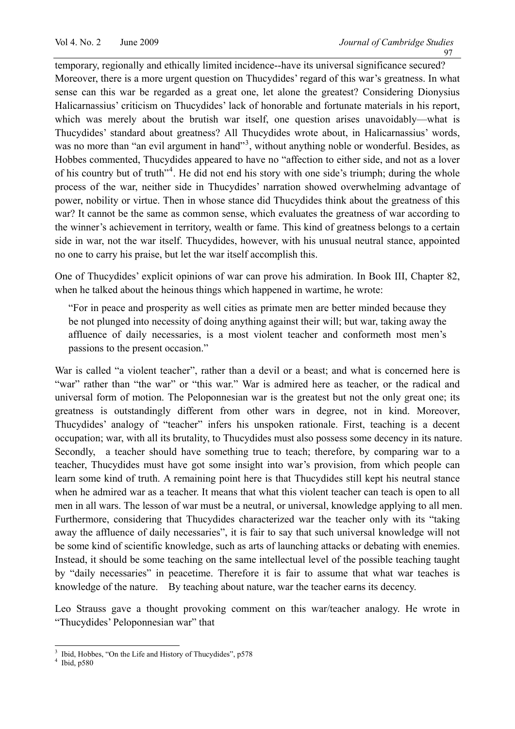temporary, regionally and ethically limited incidence--have its universal significance secured? Moreover, there is a more urgent question on Thucydides' regard of this war's greatness. In what sense can this war be regarded as a great one, let alone the greatest? Considering Dionysius Halicarnassius' criticism on Thucydides' lack of honorable and fortunate materials in his report, which was merely about the brutish war itself, one question arises unavoidably—what is Thucydides' standard about greatness? All Thucydides wrote about, in Halicarnassius' words, was no more than "an evil argument in hand"[3], without anything noble or wonderful. Besides, as Hobbes commented, Thucydides appeared to have no "affection to either side, and not as a lover of his country but of truth"[4]. He did not end his story with one side's triumph; during the whole process of the war, neither side in Thucydides' narration showed overwhelming advantage of power, nobility or virtue. Then in whose stance did Thucydides think about the greatness of this war? It cannot be the same as common sense, which evaluates the greatness of war according to the winner's achievement in territory, wealth or fame. This kind of greatness belongs to a certain side in war, not the war itself. Thucydides, however, with his unusual neutral stance, appointed no one to carry his praise, but let the war itself accomplish this.

One of Thucydides' explicit opinions of war can prove his admiration. In Book III, Chapter 82, when he talked about the heinous things which happened in wartime, he wrote:

> "For in peace and prosperity as well cities as primate men are better minded because they be not plunged into necessity of doing anything against their will; but war, taking away the affluence of daily necessaries, is a most violent teacher and conformeth most men's passions to the present occasion."

War is called "a violent teacher", rather than a devil or a beast; and what is concerned here is "war" rather than "the war" or "this war." War is admired here as teacher, or the radical and universal form of motion. The Peloponnesian war is the greatest but not the only great one; its greatness is outstandingly different from other wars in degree, not in kind. Moreover, Thucydides' analogy of "teacher" infers his unspoken rationale. First, teaching is a decent occupation; war, with all its brutality, to Thucydides must also possess some decency in its nature. Secondly, a teacher should have something true to teach; therefore, by comparing war to a teacher, Thucydides must have got some insight into war's provision, from which people can learn some kind of truth. A remaining point here is that Thucydides still kept his neutral stance when he admired war as a teacher. It means that what this violent teacher can teach is open to all men in all wars. The lesson of war must be a neutral, or universal, knowledge applying to all men. Furthermore, considering that Thucydides characterized war the teacher only with its "taking away the affluence of daily necessaries", it is fair to say that such universal knowledge will not be some kind of scientific knowledge, such as arts of launching attacks or debating with enemies. Instead, it should be some teaching on the same intellectual level of the possible teaching taught by "daily necessaries" in peacetime. Therefore it is fair to assume that what war teaches is knowledge of the nature. By teaching about nature, war the teacher earns its decency.

Leo Strauss gave a thought provoking comment on this war/teacher analogy. He wrote in "Thucydides' Peloponnesian war" that

---

[3] Ibid, Hobbes, "On the Life and History of Thucydides", p578

[4] Ibid, p580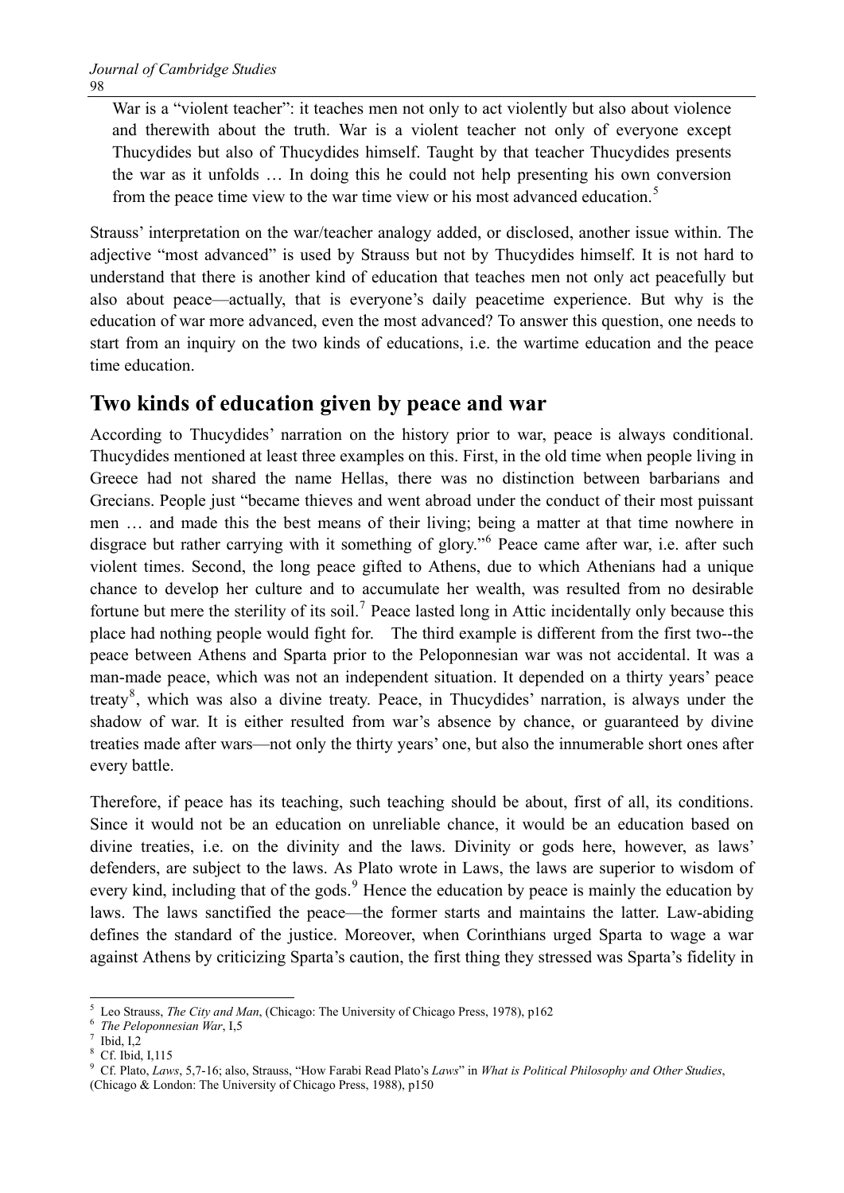> War is a "violent teacher": it teaches men not only to act violently but also about violence and therewith about the truth. War is a violent teacher not only of everyone except Thucydides but also of Thucydides himself. Taught by that teacher Thucydides presents the war as it unfolds … In doing this he could not help presenting his own conversion from the peace time view to the war time view or his most advanced education.[5]

Strauss' interpretation on the war/teacher analogy added, or disclosed, another issue within. The adjective "most advanced" is used by Strauss but not by Thucydides himself. It is not hard to understand that there is another kind of education that teaches men not only act peacefully but also about peace—actually, that is everyone's daily peacetime experience. But why is the education of war more advanced, even the most advanced? To answer this question, one needs to start from an inquiry on the two kinds of educations, i.e. the wartime education and the peace time education.

## Two kinds of education given by peace and war

According to Thucydides' narration on the history prior to war, peace is always conditional. Thucydides mentioned at least three examples on this. First, in the old time when people living in Greece had not shared the name Hellas, there was no distinction between barbarians and Grecians. People just "became thieves and went abroad under the conduct of their most puissant men … and made this the best means of their living; being a matter at that time nowhere in disgrace but rather carrying with it something of glory."[6] Peace came after war, i.e. after such violent times. Second, the long peace gifted to Athens, due to which Athenians had a unique chance to develop her culture and to accumulate her wealth, was resulted from no desirable fortune but mere the sterility of its soil.[7] Peace lasted long in Attic incidentally only because this place had nothing people would fight for. The third example is different from the first two--the peace between Athens and Sparta prior to the Peloponnesian war was not accidental. It was a man-made peace, which was not an independent situation. It depended on a thirty years' peace treaty[8], which was also a divine treaty. Peace, in Thucydides' narration, is always under the shadow of war. It is either resulted from war's absence by chance, or guaranteed by divine treaties made after wars—not only the thirty years' one, but also the innumerable short ones after every battle.

Therefore, if peace has its teaching, such teaching should be about, first of all, its conditions. Since it would not be an education on unreliable chance, it would be an education based on divine treaties, i.e. on the divinity and the laws. Divinity or gods here, however, as laws' defenders, are subject to the laws. As Plato wrote in Laws, the laws are superior to wisdom of every kind, including that of the gods.[9] Hence the education by peace is mainly the education by laws. The laws sanctified the peace—the former starts and maintains the latter. Law-abiding defines the standard of the justice. Moreover, when Corinthians urged Sparta to wage a war against Athens by criticizing Sparta's caution, the first thing they stressed was Sparta's fidelity in

---

[5] Leo Strauss, *The City and Man*, (Chicago: The University of Chicago Press, 1978), p162

[6] *The Peloponnesian War*, I,5

[7] Ibid, I,2

[8] Cf. Ibid, I,115

[9] Cf. Plato, *Laws*, 5,7-16; also, Strauss, "How Farabi Read Plato's *Laws*" in *What is Political Philosophy and Other Studies*, (Chicago & London: The University of Chicago Press, 1988), p150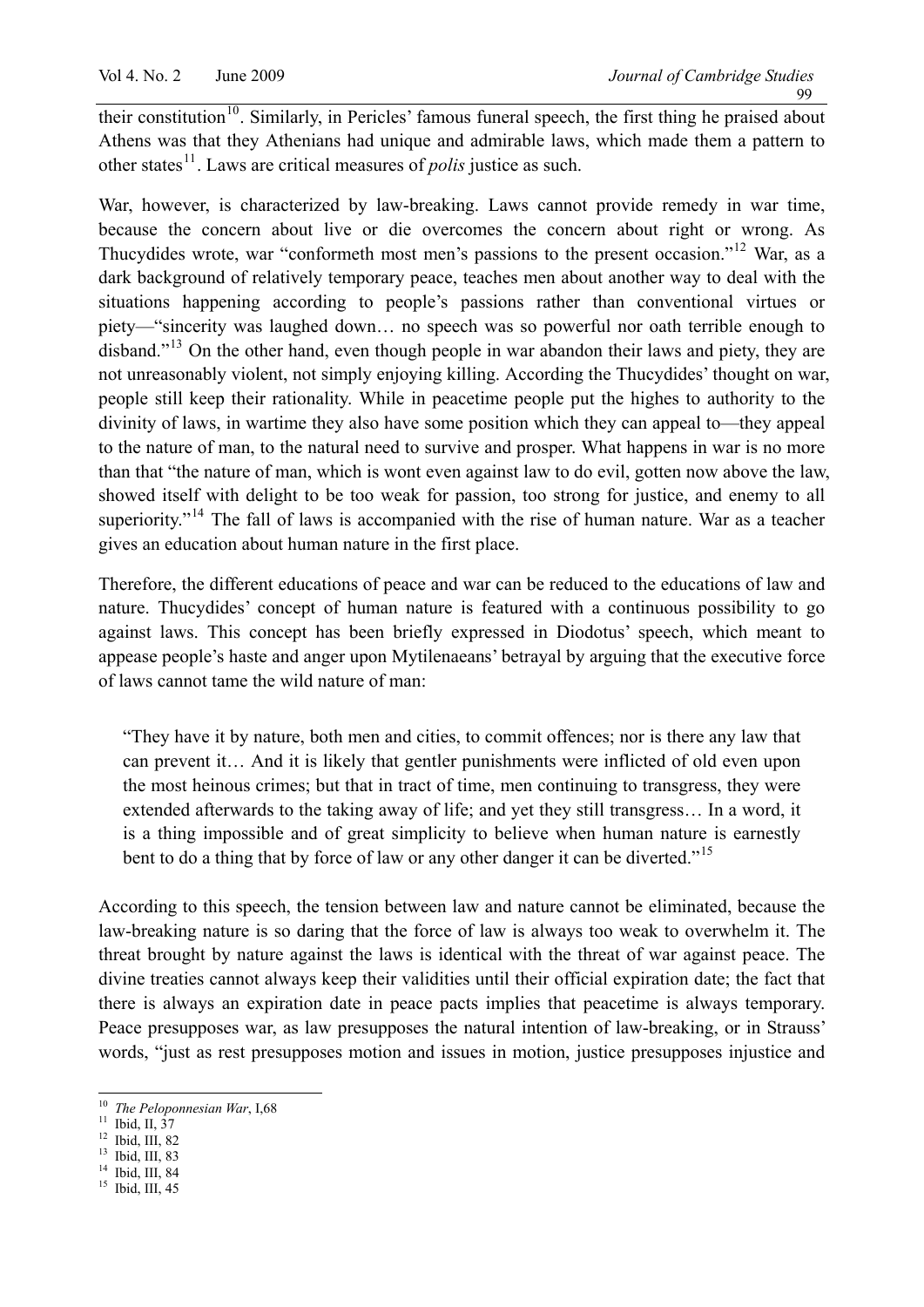their constitution[10]. Similarly, in Pericles' famous funeral speech, the first thing he praised about Athens was that they Athenians had unique and admirable laws, which made them a pattern to other states[11]. Laws are critical measures of *polis* justice as such.

War, however, is characterized by law-breaking. Laws cannot provide remedy in war time, because the concern about live or die overcomes the concern about right or wrong. As Thucydides wrote, war "conformeth most men's passions to the present occasion."[12] War, as a dark background of relatively temporary peace, teaches men about another way to deal with the situations happening according to people's passions rather than conventional virtues or piety—"sincerity was laughed down… no speech was so powerful nor oath terrible enough to disband."[13] On the other hand, even though people in war abandon their laws and piety, they are not unreasonably violent, not simply enjoying killing. According the Thucydides' thought on war, people still keep their rationality. While in peacetime people put the highes to authority to the divinity of laws, in wartime they also have some position which they can appeal to—they appeal to the nature of man, to the natural need to survive and prosper. What happens in war is no more than that "the nature of man, which is wont even against law to do evil, gotten now above the law, showed itself with delight to be too weak for passion, too strong for justice, and enemy to all superiority."[14] The fall of laws is accompanied with the rise of human nature. War as a teacher gives an education about human nature in the first place.

Therefore, the different educations of peace and war can be reduced to the educations of law and nature. Thucydides' concept of human nature is featured with a continuous possibility to go against laws. This concept has been briefly expressed in Diodotus' speech, which meant to appease people's haste and anger upon Mytilenaeans' betrayal by arguing that the executive force of laws cannot tame the wild nature of man:

> "They have it by nature, both men and cities, to commit offences; nor is there any law that can prevent it… And it is likely that gentler punishments were inflicted of old even upon the most heinous crimes; but that in tract of time, men continuing to transgress, they were extended afterwards to the taking away of life; and yet they still transgress… In a word, it is a thing impossible and of great simplicity to believe when human nature is earnestly bent to do a thing that by force of law or any other danger it can be diverted."[15]

According to this speech, the tension between law and nature cannot be eliminated, because the law-breaking nature is so daring that the force of law is always too weak to overwhelm it. The threat brought by nature against the laws is identical with the threat of war against peace. The divine treaties cannot always keep their validities until their official expiration date; the fact that there is always an expiration date in peace pacts implies that peacetime is always temporary. Peace presupposes war, as law presupposes the natural intention of law-breaking, or in Strauss' words, "just as rest presupposes motion and issues in motion, justice presupposes injustice and

---

[10] *The Peloponnesian War*, I,68
[11] Ibid, II, 37
[12] Ibid, III, 82
[13] Ibid, III, 83
[14] Ibid, III, 84
[15] Ibid, III, 45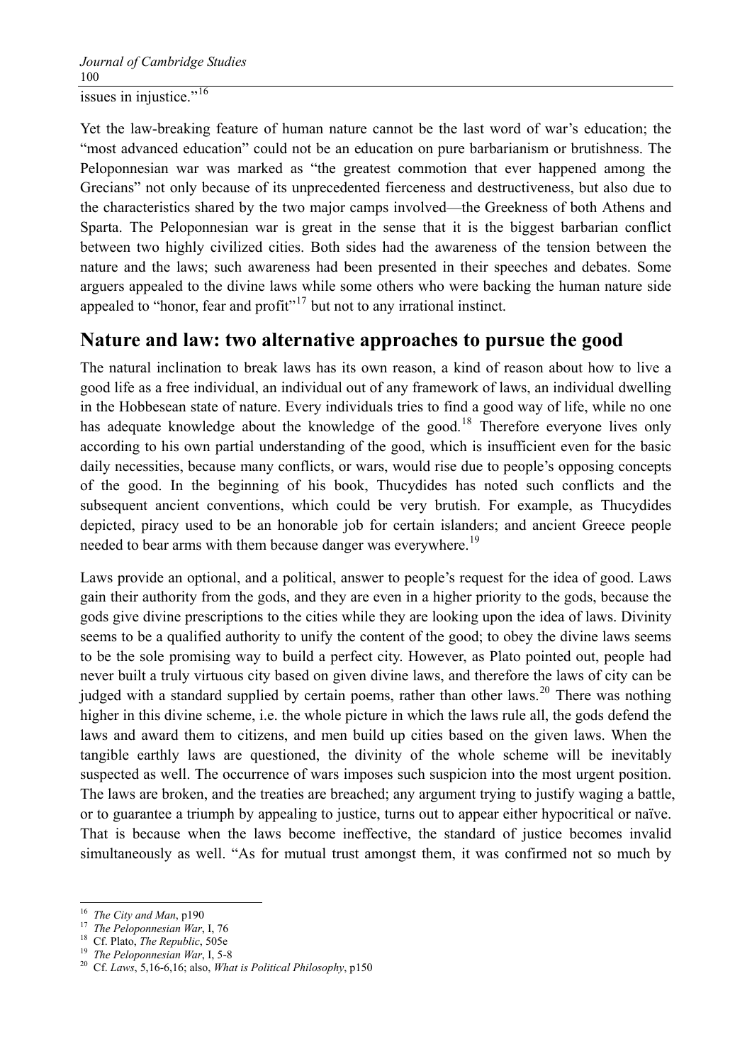issues in injustice."[16]

Yet the law-breaking feature of human nature cannot be the last word of war's education; the "most advanced education" could not be an education on pure barbarianism or brutishness. The Peloponnesian war was marked as "the greatest commotion that ever happened among the Grecians" not only because of its unprecedented fierceness and destructiveness, but also due to the characteristics shared by the two major camps involved—the Greekness of both Athens and Sparta. The Peloponnesian war is great in the sense that it is the biggest barbarian conflict between two highly civilized cities. Both sides had the awareness of the tension between the nature and the laws; such awareness had been presented in their speeches and debates. Some arguers appealed to the divine laws while some others who were backing the human nature side appealed to "honor, fear and profit"[17] but not to any irrational instinct.

## Nature and law: two alternative approaches to pursue the good

The natural inclination to break laws has its own reason, a kind of reason about how to live a good life as a free individual, an individual out of any framework of laws, an individual dwelling in the Hobbesean state of nature. Every individuals tries to find a good way of life, while no one has adequate knowledge about the knowledge of the good.[18] Therefore everyone lives only according to his own partial understanding of the good, which is insufficient even for the basic daily necessities, because many conflicts, or wars, would rise due to people's opposing concepts of the good. In the beginning of his book, Thucydides has noted such conflicts and the subsequent ancient conventions, which could be very brutish. For example, as Thucydides depicted, piracy used to be an honorable job for certain islanders; and ancient Greece people needed to bear arms with them because danger was everywhere.[19]

Laws provide an optional, and a political, answer to people's request for the idea of good. Laws gain their authority from the gods, and they are even in a higher priority to the gods, because the gods give divine prescriptions to the cities while they are looking upon the idea of laws. Divinity seems to be a qualified authority to unify the content of the good; to obey the divine laws seems to be the sole promising way to build a perfect city. However, as Plato pointed out, people had never built a truly virtuous city based on given divine laws, and therefore the laws of city can be judged with a standard supplied by certain poems, rather than other laws.[20] There was nothing higher in this divine scheme, i.e. the whole picture in which the laws rule all, the gods defend the laws and award them to citizens, and men build up cities based on the given laws. When the tangible earthly laws are questioned, the divinity of the whole scheme will be inevitably suspected as well. The occurrence of wars imposes such suspicion into the most urgent position. The laws are broken, and the treaties are breached; any argument trying to justify waging a battle, or to guarantee a triumph by appealing to justice, turns out to appear either hypocritical or naïve. That is because when the laws become ineffective, the standard of justice becomes invalid simultaneously as well. "As for mutual trust amongst them, it was confirmed not so much by

---

[16] *The City and Man*, p190

[17] *The Peloponnesian War*, I, 76

[18] Cf. Plato, *The Republic*, 505e

[19] *The Peloponnesian War*, I, 5-8

[20] Cf. *Laws*, 5,16-6,16; also, *What is Political Philosophy*, p150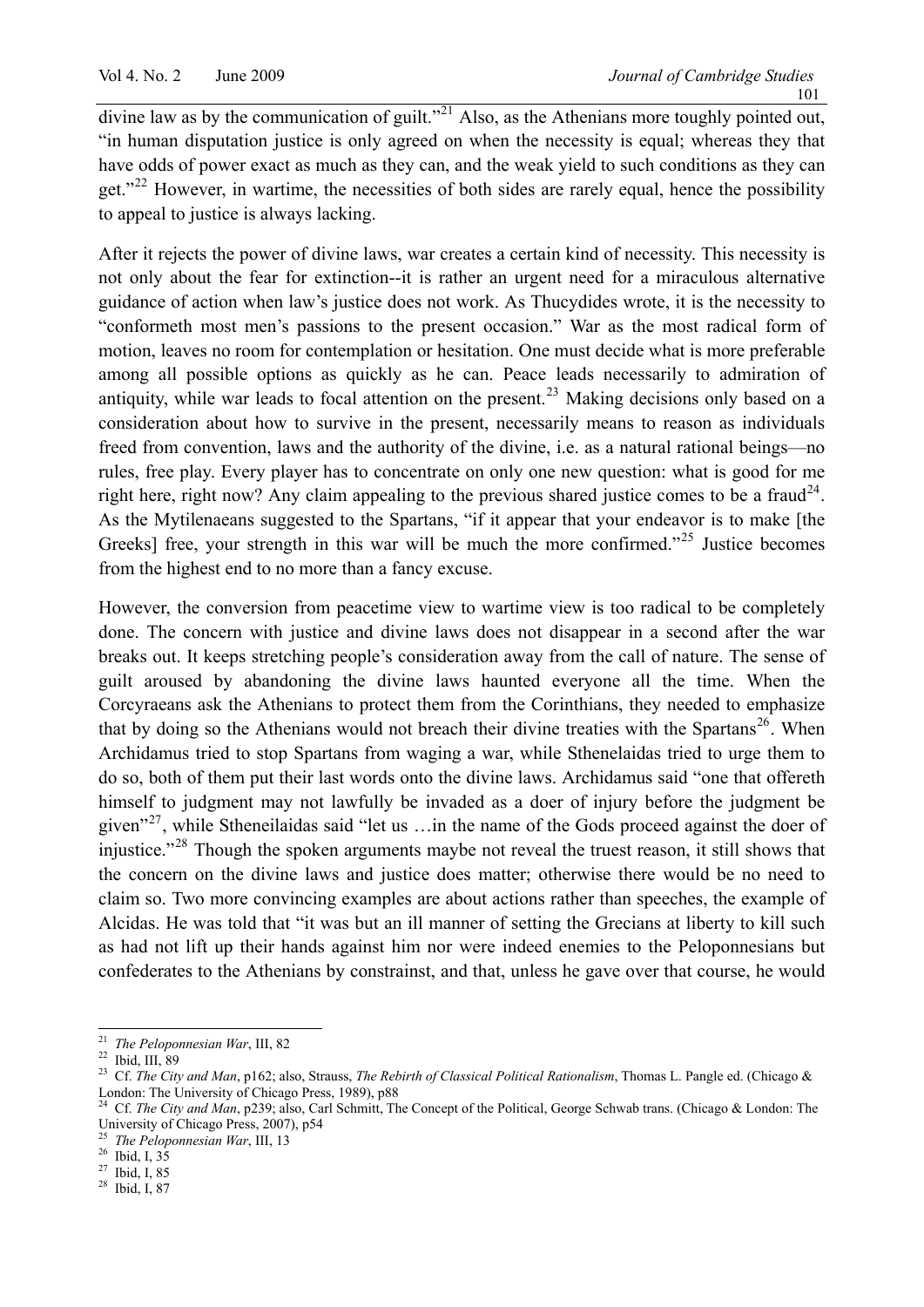divine law as by the communication of guilt."[21] Also, as the Athenians more toughly pointed out, "in human disputation justice is only agreed on when the necessity is equal; whereas they that have odds of power exact as much as they can, and the weak yield to such conditions as they can get."[22] However, in wartime, the necessities of both sides are rarely equal, hence the possibility to appeal to justice is always lacking.

After it rejects the power of divine laws, war creates a certain kind of necessity. This necessity is not only about the fear for extinction--it is rather an urgent need for a miraculous alternative guidance of action when law's justice does not work. As Thucydides wrote, it is the necessity to "conformeth most men's passions to the present occasion." War as the most radical form of motion, leaves no room for contemplation or hesitation. One must decide what is more preferable among all possible options as quickly as he can. Peace leads necessarily to admiration of antiquity, while war leads to focal attention on the present.[23] Making decisions only based on a consideration about how to survive in the present, necessarily means to reason as individuals freed from convention, laws and the authority of the divine, i.e. as a natural rational beings—no rules, free play. Every player has to concentrate on only one new question: what is good for me right here, right now? Any claim appealing to the previous shared justice comes to be a fraud[24]. As the Mytilenaeans suggested to the Spartans, "if it appear that your endeavor is to make [the Greeks] free, your strength in this war will be much the more confirmed."[25] Justice becomes from the highest end to no more than a fancy excuse.

However, the conversion from peacetime view to wartime view is too radical to be completely done. The concern with justice and divine laws does not disappear in a second after the war breaks out. It keeps stretching people's consideration away from the call of nature. The sense of guilt aroused by abandoning the divine laws haunted everyone all the time. When the Corcyraeans ask the Athenians to protect them from the Corinthians, they needed to emphasize that by doing so the Athenians would not breach their divine treaties with the Spartans[26]. When Archidamus tried to stop Spartans from waging a war, while Sthenelaidas tried to urge them to do so, both of them put their last words onto the divine laws. Archidamus said "one that offereth himself to judgment may not lawfully be invaded as a doer of injury before the judgment be given"[27], while Stheneilaidas said "let us …in the name of the Gods proceed against the doer of injustice."[28] Though the spoken arguments maybe not reveal the truest reason, it still shows that the concern on the divine laws and justice does matter; otherwise there would be no need to claim so. Two more convincing examples are about actions rather than speeches, the example of Alcidas. He was told that "it was but an ill manner of setting the Grecians at liberty to kill such as had not lift up their hands against him nor were indeed enemies to the Peloponnesians but confederates to the Athenians by constrainst, and that, unless he gave over that course, he would

---

[21] *The Peloponnesian War*, III, 82

[22] Ibid, III, 89

[23] Cf. *The City and Man*, p162; also, Strauss, *The Rebirth of Classical Political Rationalism*, Thomas L. Pangle ed. (Chicago & London: The University of Chicago Press, 1989), p88

[24] Cf. *The City and Man*, p239; also, Carl Schmitt, The Concept of the Political, George Schwab trans. (Chicago & London: The University of Chicago Press, 2007), p54

[25] *The Peloponnesian War*, III, 13

[26] Ibid, I, 35

[27] Ibid, I, 85

[28] Ibid, I, 87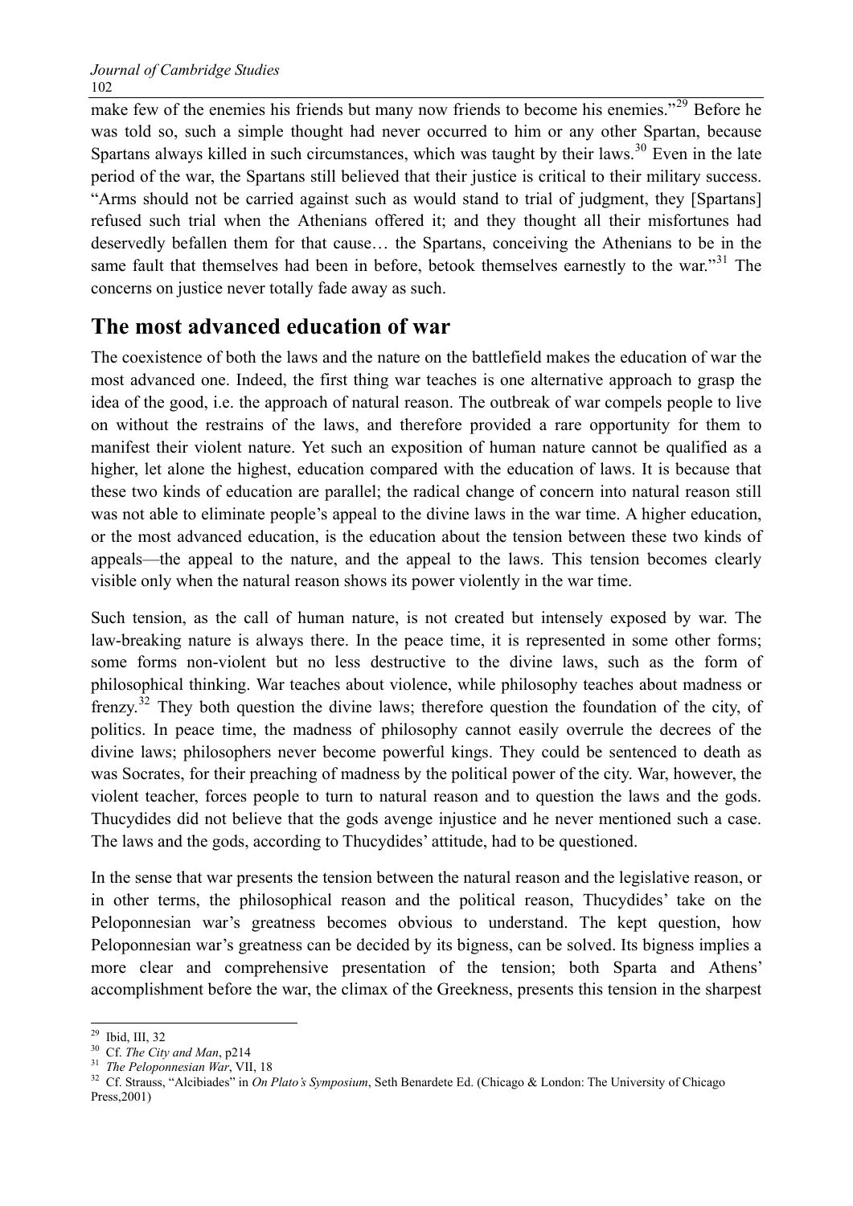make few of the enemies his friends but many now friends to become his enemies."[29] Before he was told so, such a simple thought had never occurred to him or any other Spartan, because Spartans always killed in such circumstances, which was taught by their laws.[30] Even in the late period of the war, the Spartans still believed that their justice is critical to their military success. "Arms should not be carried against such as would stand to trial of judgment, they [Spartans] refused such trial when the Athenians offered it; and they thought all their misfortunes had deservedly befallen them for that cause… the Spartans, conceiving the Athenians to be in the same fault that themselves had been in before, betook themselves earnestly to the war."[31] The concerns on justice never totally fade away as such.

## The most advanced education of war

The coexistence of both the laws and the nature on the battlefield makes the education of war the most advanced one. Indeed, the first thing war teaches is one alternative approach to grasp the idea of the good, i.e. the approach of natural reason. The outbreak of war compels people to live on without the restrains of the laws, and therefore provided a rare opportunity for them to manifest their violent nature. Yet such an exposition of human nature cannot be qualified as a higher, let alone the highest, education compared with the education of laws. It is because that these two kinds of education are parallel; the radical change of concern into natural reason still was not able to eliminate people's appeal to the divine laws in the war time. A higher education, or the most advanced education, is the education about the tension between these two kinds of appeals—the appeal to the nature, and the appeal to the laws. This tension becomes clearly visible only when the natural reason shows its power violently in the war time.

Such tension, as the call of human nature, is not created but intensely exposed by war. The law-breaking nature is always there. In the peace time, it is represented in some other forms; some forms non-violent but no less destructive to the divine laws, such as the form of philosophical thinking. War teaches about violence, while philosophy teaches about madness or frenzy.[32] They both question the divine laws; therefore question the foundation of the city, of politics. In peace time, the madness of philosophy cannot easily overrule the decrees of the divine laws; philosophers never become powerful kings. They could be sentenced to death as was Socrates, for their preaching of madness by the political power of the city. War, however, the violent teacher, forces people to turn to natural reason and to question the laws and the gods. Thucydides did not believe that the gods avenge injustice and he never mentioned such a case. The laws and the gods, according to Thucydides' attitude, had to be questioned.

In the sense that war presents the tension between the natural reason and the legislative reason, or in other terms, the philosophical reason and the political reason, Thucydides' take on the Peloponnesian war's greatness becomes obvious to understand. The kept question, how Peloponnesian war's greatness can be decided by its bigness, can be solved. Its bigness implies a more clear and comprehensive presentation of the tension; both Sparta and Athens' accomplishment before the war, the climax of the Greekness, presents this tension in the sharpest

---

[29] Ibid, III, 32

[30] Cf. *The City and Man*, p214

[31] *The Peloponnesian War*, VII, 18

[32] Cf. Strauss, "Alcibiades" in *On Plato's Symposium*, Seth Benardete Ed. (Chicago & London: The University of Chicago Press,2001)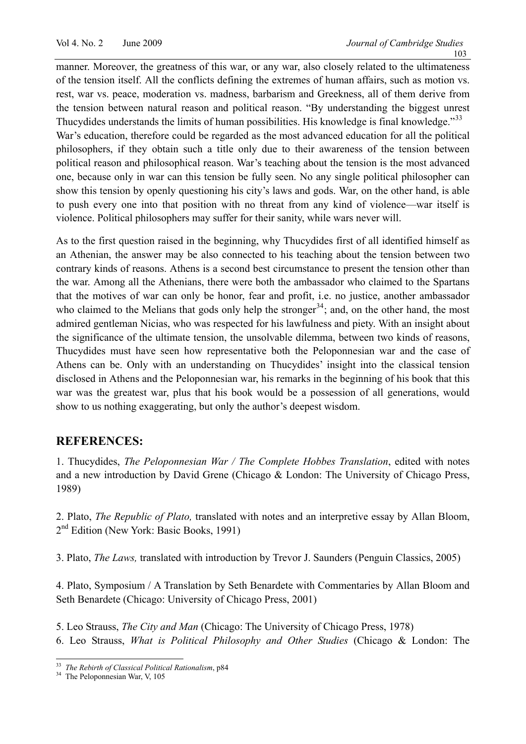manner. Moreover, the greatness of this war, or any war, also closely related to the ultimateness of the tension itself. All the conflicts defining the extremes of human affairs, such as motion vs. rest, war vs. peace, moderation vs. madness, barbarism and Greekness, all of them derive from the tension between natural reason and political reason. "By understanding the biggest unrest Thucydides understands the limits of human possibilities. His knowledge is final knowledge."[33] War's education, therefore could be regarded as the most advanced education for all the political philosophers, if they obtain such a title only due to their awareness of the tension between political reason and philosophical reason. War's teaching about the tension is the most advanced one, because only in war can this tension be fully seen. No any single political philosopher can show this tension by openly questioning his city's laws and gods. War, on the other hand, is able to push every one into that position with no threat from any kind of violence—war itself is violence. Political philosophers may suffer for their sanity, while wars never will.

As to the first question raised in the beginning, why Thucydides first of all identified himself as an Athenian, the answer may be also connected to his teaching about the tension between two contrary kinds of reasons. Athens is a second best circumstance to present the tension other than the war. Among all the Athenians, there were both the ambassador who claimed to the Spartans that the motives of war can only be honor, fear and profit, i.e. no justice, another ambassador who claimed to the Melians that gods only help the stronger[34]; and, on the other hand, the most admired gentleman Nicias, who was respected for his lawfulness and piety. With an insight about the significance of the ultimate tension, the unsolvable dilemma, between two kinds of reasons, Thucydides must have seen how representative both the Peloponnesian war and the case of Athens can be. Only with an understanding on Thucydides' insight into the classical tension disclosed in Athens and the Peloponnesian war, his remarks in the beginning of his book that this war was the greatest war, plus that his book would be a possession of all generations, would show to us nothing exaggerating, but only the author's deepest wisdom.

## REFERENCES:

1. Thucydides, *The Peloponnesian War / The Complete Hobbes Translation*, edited with notes and a new introduction by David Grene (Chicago & London: The University of Chicago Press, 1989)

2. Plato, *The Republic of Plato,* translated with notes and an interpretive essay by Allan Bloom, 2nd Edition (New York: Basic Books, 1991)

3. Plato, *The Laws,* translated with introduction by Trevor J. Saunders (Penguin Classics, 2005)

4. Plato, Symposium / A Translation by Seth Benardete with Commentaries by Allan Bloom and Seth Benardete (Chicago: University of Chicago Press, 2001)

5. Leo Strauss, *The City and Man* (Chicago: The University of Chicago Press, 1978)

6. Leo Strauss, *What is Political Philosophy and Other Studies* (Chicago & London: The

---

[33] *The Rebirth of Classical Political Rationalism*, p84

[34] The Peloponnesian War, V, 105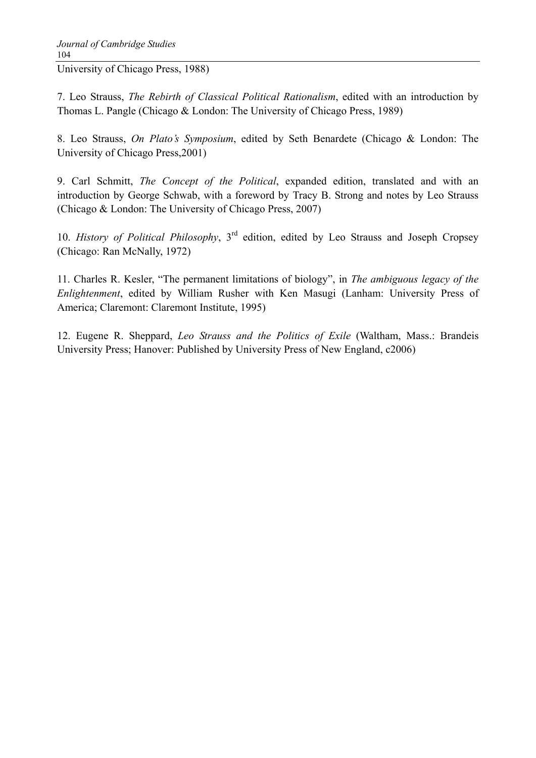University of Chicago Press, 1988)

7. Leo Strauss, *The Rebirth of Classical Political Rationalism*, edited with an introduction by Thomas L. Pangle (Chicago & London: The University of Chicago Press, 1989)

8. Leo Strauss, *On Plato's Symposium*, edited by Seth Benardete (Chicago & London: The University of Chicago Press,2001)

9. Carl Schmitt, *The Concept of the Political*, expanded edition, translated and with an introduction by George Schwab, with a foreword by Tracy B. Strong and notes by Leo Strauss (Chicago & London: The University of Chicago Press, 2007)

10. *History of Political Philosophy*, 3rd edition, edited by Leo Strauss and Joseph Cropsey (Chicago: Ran McNally, 1972)

11. Charles R. Kesler, "The permanent limitations of biology", in *The ambiguous legacy of the Enlightenment*, edited by William Rusher with Ken Masugi (Lanham: University Press of America; Claremont: Claremont Institute, 1995)

12. Eugene R. Sheppard, *Leo Strauss and the Politics of Exile* (Waltham, Mass.: Brandeis University Press; Hanover: Published by University Press of New England, c2006)